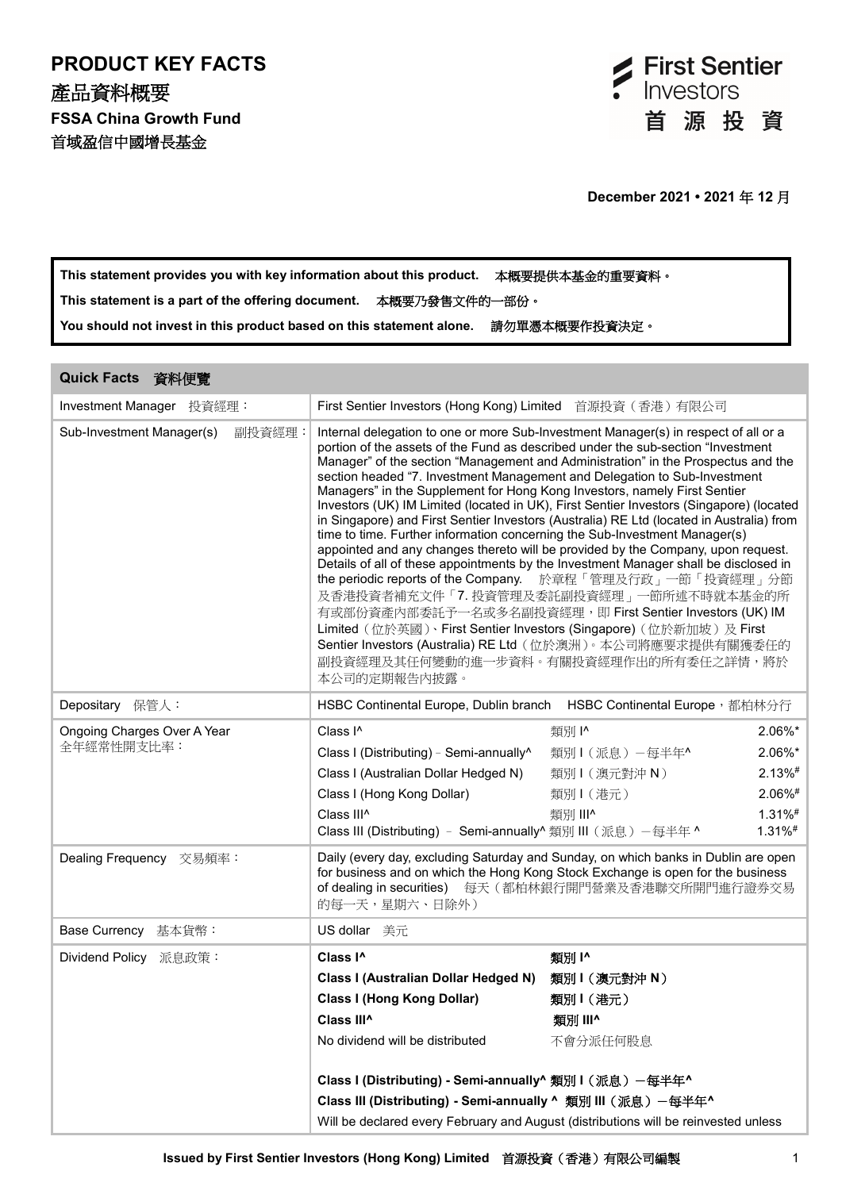# PRODUCT KEY FACTS

# 產品資料概要

**FSSA China Growth Fund**

首域盈信中國增長基金

First Sentier Investors 首源投資

**December 2021 • 2021 年 12 月**

> **This statement provides you with key information about this product.** 本概要提供本基金的重要資料。
>
> **This statement is a part of the offering document.** 本概要乃發售文件的一部份。
>
> **You should not invest in this product based on this statement alone.** 請勿單憑本概要作投資決定。

## Quick Facts 資料便覽

| | |
|---|---|
| Investment Manager 投資經理： | First Sentier Investors (Hong Kong) Limited 首源投資（香港）有限公司 |
| Sub-Investment Manager(s) 副投資經理： | Internal delegation to one or more Sub-Investment Manager(s) in respect of all or a portion of the assets of the Fund as described under the sub-section "Investment Manager" of the section "Management and Administration" in the Prospectus and the section headed "7. Investment Management and Delegation to Sub-Investment Managers" in the Supplement for Hong Kong Investors, namely First Sentier Investors (UK) IM Limited (located in UK), First Sentier Investors (Singapore) (located in Singapore) and First Sentier Investors (Australia) RE Ltd (located in Australia) from time to time. Further information concerning the Sub-Investment Manager(s) appointed and any changes thereto will be provided by the Company, upon request. Details of all of these appointments by the Investment Manager shall be disclosed in the periodic reports of the Company. 於章程「管理及行政」一節「投資經理」分節及香港投資者補充文件「7. 投資管理及委託副投資經理」一節所述不時就本基金的所有或部份資產內部委託予一名或多名副投資經理，即 First Sentier Investors (UK) IM Limited（位於英國）、First Sentier Investors (Singapore)（位於新加坡）及 First Sentier Investors (Australia) RE Ltd（位於澳洲）。本公司將應要求提供有關獲委任的副投資經理及其任何變動的進一步資料。有關投資經理作出的所有委任之詳情，將於本公司的定期報告內披露。 |
| Depositary 保管人： | HSBC Continental Europe, Dublin branch HSBC Continental Europe，都柏林分行 |
| Ongoing Charges Over A Year 全年經常性開支比率： | Class I^ 類別 I^ 2.06%*<br>Class I (Distributing) - Semi-annually^ 類別 I（派息）－每半年^ 2.06%*<br>Class I (Australian Dollar Hedged N) 類別 I（澳元對沖 N） 2.13%#<br>Class I (Hong Kong Dollar) 類別 I（港元） 2.06%#<br>Class III^ 類別 III^ 1.31%#<br>Class III (Distributing) - Semi-annually^ 類別 III（派息）－每半年 ^ 1.31%# |
| Dealing Frequency 交易頻率： | Daily (every day, excluding Saturday and Sunday, on which banks in Dublin are open for business and on which the Hong Kong Stock Exchange is open for the business of dealing in securities) 每天（都柏林銀行開門營業及香港聯交所開門進行證券交易的每一天，星期六、日除外） |
| Base Currency 基本貨幣： | US dollar 美元 |
| Dividend Policy 派息政策： | **Class I^ 類別 I^**<br>**Class I (Australian Dollar Hedged N) 類別 I（澳元對沖 N）**<br>**Class I (Hong Kong Dollar) 類別 I（港元）**<br>**Class III^ 類別 III^**<br>No dividend will be distributed 不會分派任何股息<br><br>**Class I (Distributing) - Semi-annually^ 類別 I（派息）－每半年^**<br>**Class III (Distributing) - Semi-annually ^ 類別 III（派息）－每半年^**<br>Will be declared every February and August (distributions will be reinvested unless |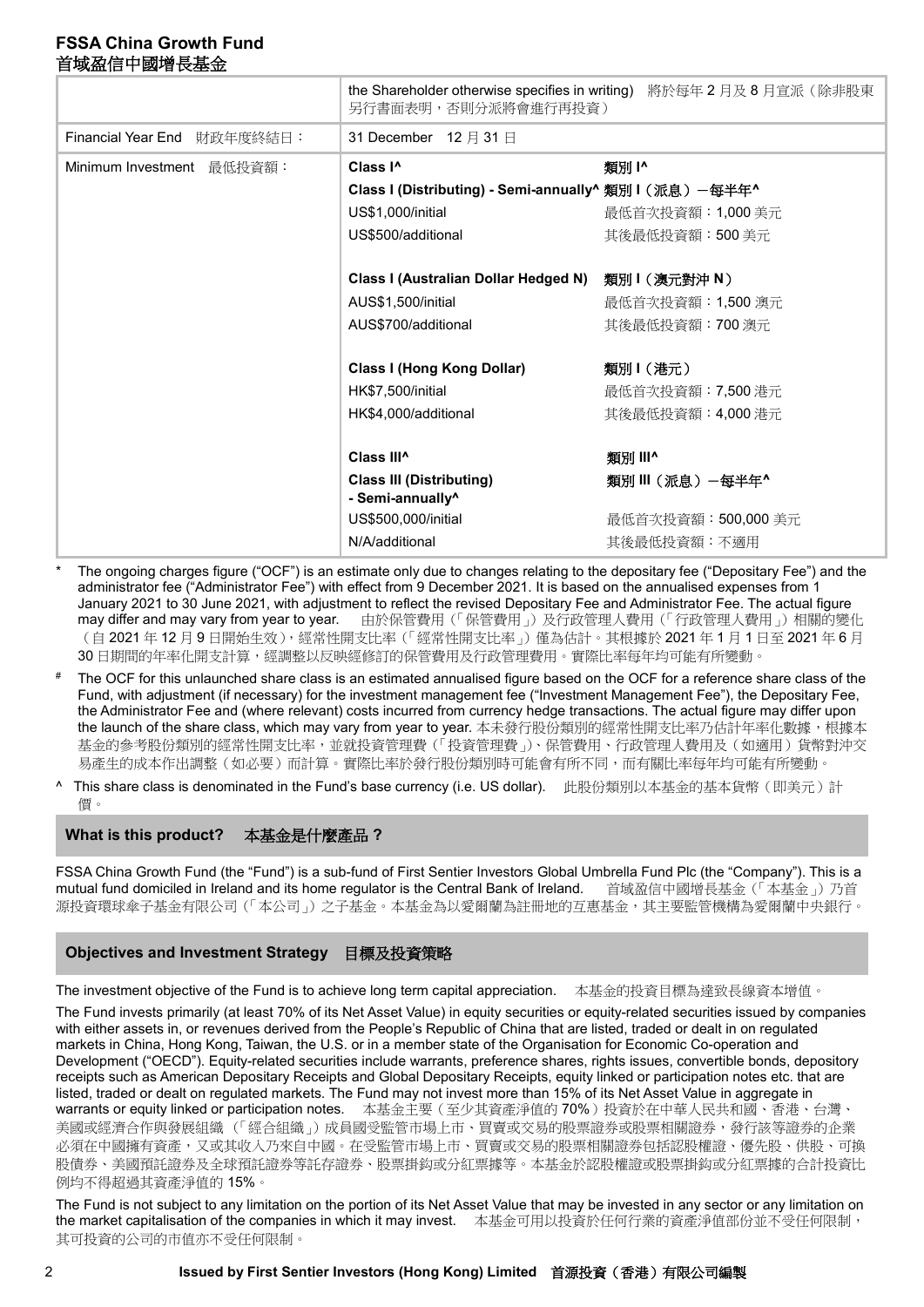# FSSA China Growth Fund
# 首域盈信中國增長基金

| | |
|---|---|
| | the Shareholder otherwise specifies in writing) 將於每年 2 月及 8 月宣派（除非股東另行書面表明，否則分派將會進行再投資） |
| Financial Year End 財政年度終結日： | 31 December 12 月 31 日 |
| Minimum Investment 最低投資額： | **Class I^** **類別 I^**<br>**Class I (Distributing) - Semi-annually^** **類別 I（派息）－每半年^**<br>US$1,000/initial 最低首次投資額：1,000 美元<br>US$500/additional 其後最低投資額：500 美元<br><br>**Class I (Australian Dollar Hedged N)** **類別 I（澳元對沖 N）**<br>AUS$1,500/initial 最低首次投資額：1,500 澳元<br>AUS$700/additional 其後最低投資額：700 澳元<br><br>**Class I (Hong Kong Dollar)** **類別 I（港元）**<br>HK$7,500/initial 最低首次投資額：7,500 港元<br>HK$4,000/additional 其後最低投資額：4,000 港元<br><br>**Class III^** **類別 III^**<br>**Class III (Distributing) - Semi-annually^** **類別 III（派息）－每半年^**<br>US$500,000/initial 最低首次投資額：500,000 美元<br>N/A/additional 其後最低投資額：不適用 |

\* The ongoing charges figure ("OCF") is an estimate only due to changes relating to the depositary fee ("Depositary Fee") and the administrator fee ("Administrator Fee") with effect from 9 December 2021. It is based on the annualised expenses from 1 January 2021 to 30 June 2021, with adjustment to reflect the revised Depositary Fee and Administrator Fee. The actual figure may differ and may vary from year to year. 由於保管費用（「保管費用」）及行政管理人費用（「行政管理人費用」）相關的變化（自 2021 年 12 月 9 日開始生效），經常性開支比率（「經常性開支比率」）僅為估計。其根據於 2021 年 1 月 1 日至 2021 年 6 月 30 日期間的年率化開支計算，經調整以反映經修訂的保管費用及行政管理費用。實際比率每年均可能有所變動。

# The OCF for this unlaunched share class is an estimated annualised figure based on the OCF for a reference share class of the Fund, with adjustment (if necessary) for the investment management fee ("Investment Management Fee"), the Depositary Fee, the Administrator Fee and (where relevant) costs incurred from currency hedge transactions. The actual figure may differ upon the launch of the share class, which may vary from year to year. 本未發行股份類別的經常性開支比率乃估計年率化數據，根據本基金的參考股份類別的經常性開支比率，並就投資管理費（「投資管理費」）、保管費用、行政管理人費用及（如適用）貨幣對沖交易產生的成本作出調整（如必要）而計算。實際比率於發行股份類別時可能會有所不同，而有關比率每年均可能有所變動。

^ This share class is denominated in the Fund's base currency (i.e. US dollar). 此股份類別以本基金的基本貨幣（即美元）計價。

## What is this product? 本基金是什麼產品？

FSSA China Growth Fund (the "Fund") is a sub-fund of First Sentier Investors Global Umbrella Fund Plc (the "Company"). This is a mutual fund domiciled in Ireland and its home regulator is the Central Bank of Ireland. 首域盈信中國增長基金（「本基金」）乃首源投資環球傘子基金有限公司（「本公司」）之子基金。本基金為以愛爾蘭為註冊地的互惠基金，其主要監管機構為愛爾蘭中央銀行。

## Objectives and Investment Strategy 目標及投資策略

The investment objective of the Fund is to achieve long term capital appreciation. 本基金的投資目標為達致長線資本增值。

The Fund invests primarily (at least 70% of its Net Asset Value) in equity securities or equity-related securities issued by companies with either assets in, or revenues derived from the People's Republic of China that are listed, traded or dealt in on regulated markets in China, Hong Kong, Taiwan, the U.S. or in a member state of the Organisation for Economic Co-operation and Development ("OECD"). Equity-related securities include warrants, preference shares, rights issues, convertible bonds, depository receipts such as American Depositary Receipts and Global Depositary Receipts, equity linked or participation notes etc. that are listed, traded or dealt on regulated markets. The Fund may not invest more than 15% of its Net Asset Value in aggregate in warrants or equity linked or participation notes. 本基金主要（至少其資產淨值的 70%）投資於在中華人民共和國、香港、台灣、美國或經濟合作與發展組織（「經合組織」）成員國受監管市場上市、買賣或交易的股票證券或股票相關證券，發行該等證券的企業必須在中國擁有資產，又或其收入乃來自中國。在受監管市場上市、買賣或交易的股票相關證券包括認股權證、優先股、供股、可換股債券、美國預託證券及全球預託證券等託存證券、股票掛鈎或分紅票據等。本基金於認股權證或股票掛鈎或分紅票據的合計投資比例均不得超過其資產淨值的 15%。

The Fund is not subject to any limitation on the portion of its Net Asset Value that may be invested in any sector or any limitation on the market capitalisation of the companies in which it may invest. 本基金可用以投資於任何行業的資產淨值部份並不受任何限制，其可投資的公司的市值亦不受任何限制。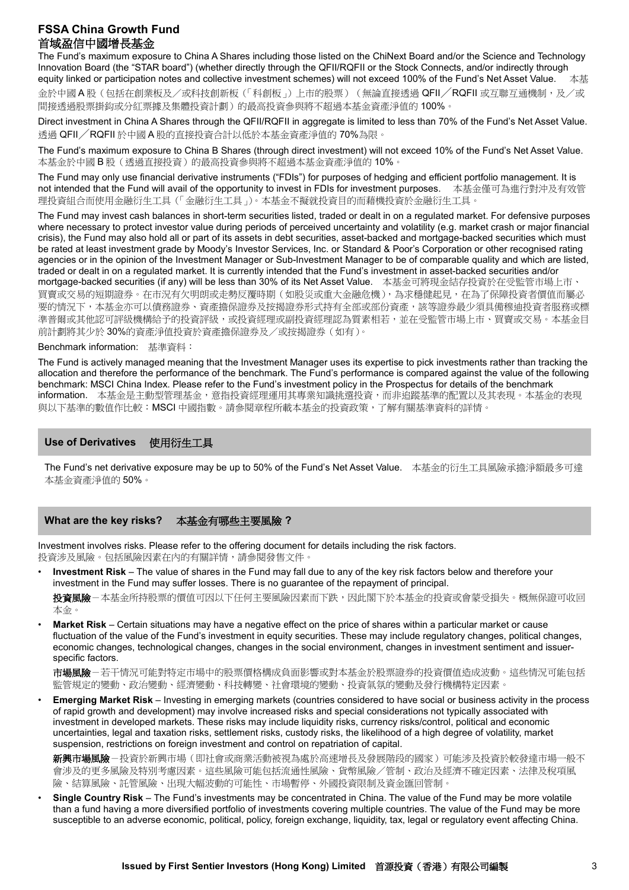**FSSA China Growth Fund**
**首域盈信中國增長基金**

The Fund's maximum exposure to China A Shares including those listed on the ChiNext Board and/or the Science and Technology Innovation Board (the "STAR board") (whether directly through the QFII/RQFII or the Stock Connects, and/or indirectly through equity linked or participation notes and collective investment schemes) will not exceed 100% of the Fund's Net Asset Value. 本基金於中國A股（包括在創業板及／或科技創新板（「科創板」）上市的股票）（無論直接透過 QFII／RQFII 或互聯互通機制，及／或間接透過股票掛鈎或分紅票據及集體投資計劃）的最高投資參與將不超過本基金資產淨值的 100%。

Direct investment in China A Shares through the QFII/RQFII in aggregate is limited to less than 70% of the Fund's Net Asset Value. 透過 QFII／RQFII 於中國A股的直接投資合計以低於本基金資產淨值的 70%為限。

The Fund's maximum exposure to China B Shares (through direct investment) will not exceed 10% of the Fund's Net Asset Value. 本基金於中國B股（透過直接投資）的最高投資參與將不超過本基金資產淨值的 10%。

The Fund may only use financial derivative instruments ("FDIs") for purposes of hedging and efficient portfolio management. It is not intended that the Fund will avail of the opportunity to invest in FDIs for investment purposes. 本基金僅可為進行對沖及有效管理投資組合而使用金融衍生工具（「金融衍生工具」）。本基金不擬就投資目的而藉機投資於金融衍生工具。

The Fund may invest cash balances in short-term securities listed, traded or dealt in on a regulated market. For defensive purposes where necessary to protect investor value during periods of perceived uncertainty and volatility (e.g. market crash or major financial crisis), the Fund may also hold all or part of its assets in debt securities, asset-backed and mortgage-backed securities which must be rated at least investment grade by Moody's Investor Services, Inc. or Standard & Poor's Corporation or other recognised rating agencies or in the opinion of the Investment Manager or Sub-Investment Manager to be of comparable quality and which are listed, traded or dealt in on a regulated market. It is currently intended that the Fund's investment in asset-backed securities and/or mortgage-backed securities (if any) will be less than 30% of its Net Asset Value. 本基金可將現金結存投資於在受監管市場上市、買賣或交易的短期證券。在市況有欠明朗或走勢反覆時期（如股災或重大金融危機），為求穩健起見，在為了保障投資者價值而屬必要的情況下，本基金亦可以債務證券、資產擔保證券及按揭證券形式持有全部或部份資產，該等證券最少須具備穆迪投資者服務或標準普爾或其他認可評級機構給予的投資評級，或投資經理或副投資經理認為質素相若，並在受監管市場上市、買賣或交易。本基金目前計劃將其少於 30%的資產淨值投資於資產擔保證券及／或按揭證券（如有）。

Benchmark information: 基準資料：

The Fund is actively managed meaning that the Investment Manager uses its expertise to pick investments rather than tracking the allocation and therefore the performance of the benchmark. The Fund's performance is compared against the value of the following benchmark: MSCI China Index. Please refer to the Fund's investment policy in the Prospectus for details of the benchmark information. 本基金是主動型管理基金，意指投資經理運用其專業知識挑選投資，而非追蹤基準的配置以及其表現。本基金的表現與以下基準的數值作比較：MSCI 中國指數。請參閱章程所載本基金的投資政策，了解有關基準資料的詳情。

## Use of Derivatives 使用衍生工具

The Fund's net derivative exposure may be up to 50% of the Fund's Net Asset Value. 本基金的衍生工具風險承擔淨額最多可達本基金資產淨值的 50%。

## What are the key risks? 本基金有哪些主要風險？

Investment involves risks. Please refer to the offering document for details including the risk factors.
投資涉及風險。包括風險因素在內的有關詳情，請參閱發售文件。

- **Investment Risk** – The value of shares in the Fund may fall due to any of the key risk factors below and therefore your investment in the Fund may suffer losses. There is no guarantee of the repayment of principal.

  **投資風險**－本基金所持股票的價值可因以下任何主要風險因素而下跌，因此閣下於本基金的投資或會蒙受損失。概無保證可收回本金。

- **Market Risk** – Certain situations may have a negative effect on the price of shares within a particular market or cause fluctuation of the value of the Fund's investment in equity securities. These may include regulatory changes, political changes, economic changes, technological changes, changes in the social environment, changes in investment sentiment and issuer-specific factors.

  **市場風險**－若干情況可能對特定市場中的股票價格構成負面影響或對本基金於股票證券的投資價值造成波動。這些情況可能包括監管規定的變動、政治變動、經濟變動、科技轉變、社會環境的變動、投資氣氛的變動及發行機構特定因素。

- **Emerging Market Risk** – Investing in emerging markets (countries considered to have social or business activity in the process of rapid growth and development) may involve increased risks and special considerations not typically associated with investment in developed markets. These risks may include liquidity risks, currency risks/control, political and economic uncertainties, legal and taxation risks, settlement risks, custody risks, the likelihood of a high degree of volatility, market suspension, restrictions on foreign investment and control on repatriation of capital.

  **新興市場風險**－投資於新興市場（即社會或商業活動被視為處於高速增長及發展階段的國家）可能涉及投資於較發達市場一般不會涉及的更多風險及特別考慮因素。這些風險可能包括流通性風險、貨幣風險／管制、政治及經濟不確定因素、法律及稅項風險、結算風險、託管風險、出現大幅波動的可能性、市場暫停、外國投資限制及資金匯回管制。

- **Single Country Risk** – The Fund's investments may be concentrated in China. The value of the Fund may be more volatile than a fund having a more diversified portfolio of investments covering multiple countries. The value of the Fund may be more susceptible to an adverse economic, political, policy, foreign exchange, liquidity, tax, legal or regulatory event affecting China.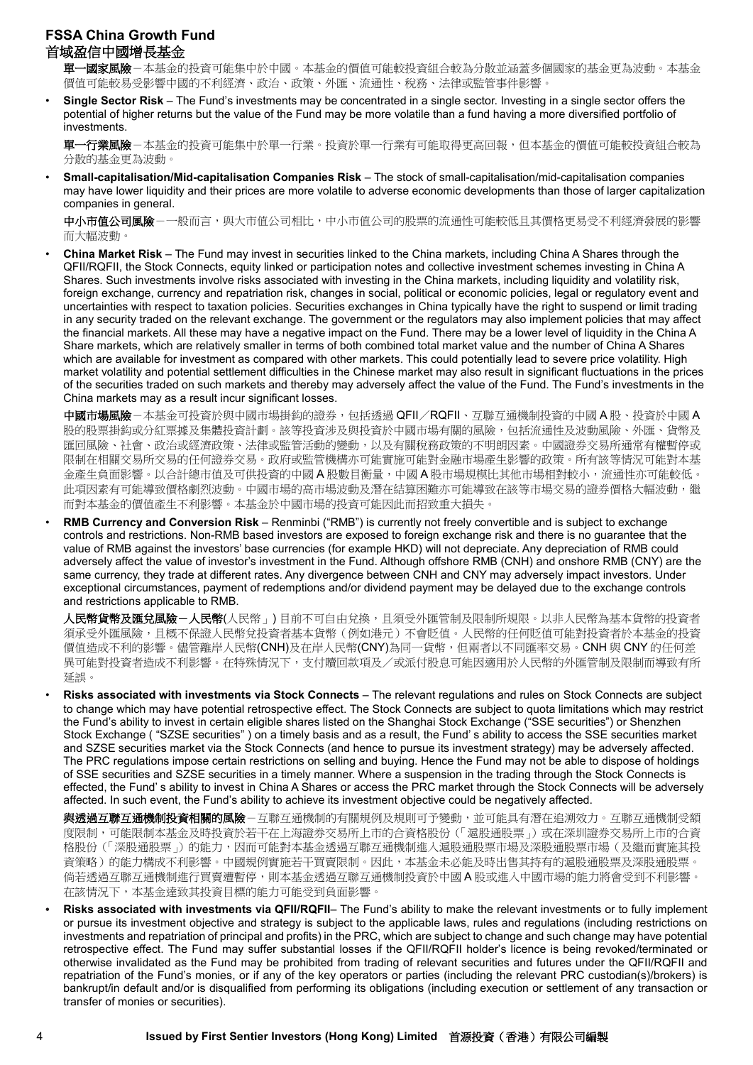單一國家風險－本基金的投資可能集中於中國。本基金的價值可能較投資組合較為分散並涵蓋多個國家的基金更為波動。本基金價值可能較易受影響中國的不利經濟、政治、政策、外匯、流通性、稅務、法律或監管事件影響。

- **Single Sector Risk** – The Fund's investments may be concentrated in a single sector. Investing in a single sector offers the potential of higher returns but the value of the Fund may be more volatile than a fund having a more diversified portfolio of investments.

  **單一行業風險**－本基金的投資可能集中於單一行業。投資於單一行業有可能取得更高回報，但本基金的價值可能較投資組合較為分散的基金更為波動。

- **Small-capitalisation/Mid-capitalisation Companies Risk** – The stock of small-capitalisation/mid-capitalisation companies may have lower liquidity and their prices are more volatile to adverse economic developments than those of larger capitalization companies in general.

  **中小市值公司風險**－一般而言，與大市值公司相比，中小市值公司的股票的流通性可能較低且其價格更易受不利經濟發展的影響而大幅波動。

- **China Market Risk** – The Fund may invest in securities linked to the China markets, including China A Shares through the QFII/RQFII, the Stock Connects, equity linked or participation notes and collective investment schemes investing in China A Shares. Such investments involve risks associated with investing in the China markets, including liquidity and volatility risk, foreign exchange, currency and repatriation risk, changes in social, political or economic policies, legal or regulatory event and uncertainties with respect to taxation policies. Securities exchanges in China typically have the right to suspend or limit trading in any security traded on the relevant exchange. The government or the regulators may also implement policies that may affect the financial markets. All these may have a negative impact on the Fund. There may be a lower level of liquidity in the China A Share markets, which are relatively smaller in terms of both combined total market value and the number of China A Shares which are available for investment as compared with other markets. This could potentially lead to severe price volatility. High market volatility and potential settlement difficulties in the Chinese market may also result in significant fluctuations in the prices of the securities traded on such markets and thereby may adversely affect the value of the Fund. The Fund's investments in the China markets may as a result incur significant losses.

  **中國市場風險**－本基金可投資於與中國市場掛鈎的證券，包括透過QFII／RQFII、互聯互通機制投資的中國A股、投資於中國A股的股票掛鈎或分紅票據及集體投資計劃。該等投資涉及與投資於中國市場有關的風險，包括流通性及波動風險、外匯、貨幣及匯回風險、社會、政治或經濟政策、法律或監管活動的變動，以及有關稅務政策的不明朗因素。中國證券交易所通常有權暫停或限制在相關交易所交易的任何證券交易。政府或監管機構亦可能實施可能對金融市場產生影響的政策。所有該等情況可能對本基金產生負面影響。以合計總市值及可供投資的中國A股數目衡量，中國A股市場規模比其他市場相對較小，流通性亦可能較低。此項因素有可能導致價格劇烈波動。中國市場的高市場波動及潛在結算困難亦可能導致在該等市場交易的證券價格大幅波動，繼而對本基金的價值產生不利影響。本基金於中國市場的投資可能因此而招致重大損失。

- **RMB Currency and Conversion Risk** – Renminbi ("RMB") is currently not freely convertible and is subject to exchange controls and restrictions. Non-RMB based investors are exposed to foreign exchange risk and there is no guarantee that the value of RMB against the investors' base currencies (for example HKD) will not depreciate. Any depreciation of RMB could adversely affect the value of investor's investment in the Fund. Although offshore RMB (CNH) and onshore RMB (CNY) are the same currency, they trade at different rates. Any divergence between CNH and CNY may adversely impact investors. Under exceptional circumstances, payment of redemptions and/or dividend payment may be delayed due to the exchange controls and restrictions applicable to RMB.

  **人民幣貨幣及匯兌風險－人民幣**(人民幣」)目前不可自由兌換，且須受外匯管制及限制所規限。以非人民幣為基本貨幣的投資者須承受外匯風險，且概不保證人民幣兌投資者基本貨幣（例如港元）不會貶值。人民幣的任何貶值可能對投資者於本基金的投資價值造成不利的影響。儘管離岸人民幣(CNH)及在岸人民幣(CNY)為同一貨幣，但兩者以不同匯率交易。CNH與CNY的任何差異可能對投資者造成不利影響。在特殊情況下，支付贖回款項及／或派付股息可能因適用於人民幣的外匯管制及限制而導致有所延誤。

- **Risks associated with investments via Stock Connects** – The relevant regulations and rules on Stock Connects are subject to change which may have potential retrospective effect. The Stock Connects are subject to quota limitations which may restrict the Fund's ability to invest in certain eligible shares listed on the Shanghai Stock Exchange ("SSE securities") or Shenzhen Stock Exchange ( "SZSE securities" ) on a timely basis and as a result, the Fund' s ability to access the SSE securities market and SZSE securities market via the Stock Connects (and hence to pursue its investment strategy) may be adversely affected. The PRC regulations impose certain restrictions on selling and buying. Hence the Fund may not be able to dispose of holdings of SSE securities and SZSE securities in a timely manner. Where a suspension in the trading through the Stock Connects is effected, the Fund' s ability to invest in China A Shares or access the PRC market through the Stock Connects will be adversely affected. In such event, the Fund's ability to achieve its investment objective could be negatively affected.

  **與透過互聯互通機制投資相關的風險**－互聯互通機制的有關規例及規則可予變動，並可能具有潛在追溯效力。互聯互通機制受額度限制，可能限制本基金及時投資於若干在上海證券交易所上市的合資格股份（「滬股通股票」）或在深圳證券交易所上市的合資格股份（「深股通股票」）的能力，因而可能對本基金透過互聯互通機制進入滬股通股票市場及深股通股票市場（及繼而實施其投資策略）的能力構成不利影響。中國規例實施若干買賣限制。因此，本基金未必能及時出售其持有的滬股通股票及深股通股票。倘若透過互聯互通機制進行買賣遭暫停，則本基金透過互聯互通機制投資於中國A股或進入中國市場的能力將會受到不利影響。在該情況下，本基金達致其投資目標的能力可能受到負面影響。

- **Risks associated with investments via QFII/RQFII**– The Fund's ability to make the relevant investments or to fully implement or pursue its investment objective and strategy is subject to the applicable laws, rules and regulations (including restrictions on investments and repatriation of principal and profits) in the PRC, which are subject to change and such change may have potential retrospective effect. The Fund may suffer substantial losses if the QFII/RQFII holder's licence is being revoked/terminated or otherwise invalidated as the Fund may be prohibited from trading of relevant securities and futures under the QFII/RQFII and repatriation of the Fund's monies, or if any of the key operators or parties (including the relevant PRC custodian(s)/brokers) is bankrupt/in default and/or is disqualified from performing its obligations (including execution or settlement of any transaction or transfer of monies or securities).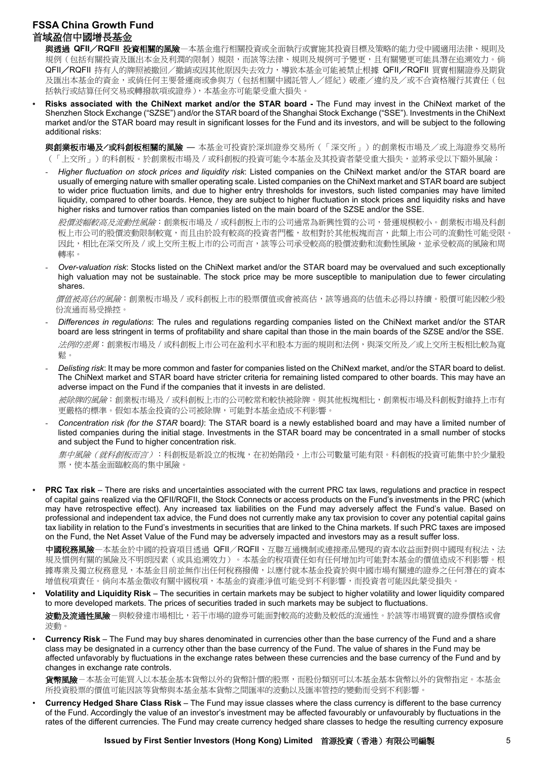與透過 QFII／RQFII 投資相關的風險—本基金進行相關投資或全面執行或實施其投資目標及策略的能力受中國適用法律、規則及規例（包括有關投資及匯出本金及利潤的限制）規限，而該等法律、規則及規例可予變更，且有關變更可能具潛在追溯效力。倘 QFII／RQFII 持有人的牌照被撤回／撤銷或因其他原因失去效力，導致本基金可能被禁止根據 QFII／RQFII 買賣相關證券及期貨及匯出本基金的資金，或倘任何主要營運商或參與方（包括相關中國託管人／經紀）破產／違約及／或不合資格履行其責任（包括執行或結算任何交易或轉撥款項或證券），本基金亦可能蒙受重大損失。

- **Risks associated with the ChiNext market and/or the STAR board -** The Fund may invest in the ChiNext market of the Shenzhen Stock Exchange ("SZSE") and/or the STAR board of the Shanghai Stock Exchange ("SSE"). Investments in the ChiNext market and/or the STAR board may result in significant losses for the Fund and its investors, and will be subject to the following additional risks:

  **與創業板市場及/或科創板相關的風險** — 本基金可投資於深圳證券交易所（「深交所」）的創業板市場及／或上海證券交易所（「上交所」）的科創板。於創業板市場及 / 或科創板的投資可能令本基金及其投資者蒙受重大損失，並將承受以下額外風險：

  - *Higher fluctuation on stock prices and liquidity risk*: Listed companies on the ChiNext market and/or the STAR board are usually of emerging nature with smaller operating scale. Listed companies on the ChiNext market and STAR board are subject to wider price fluctuation limits, and due to higher entry thresholds for investors, such listed companies may have limited liquidity, compared to other boards. Hence, they are subject to higher fluctuation in stock prices and liquidity risks and have higher risks and turnover ratios than companies listed on the main board of the SZSE and/or the SSE.

    *股價波幅較高及流動性風險*：創業板市場及 / 或科創板上市的公司通常為新興性質的公司，營運規模較小。創業板市場及科創板上市公司的股價波動限制較寬，而且由於設有較高的投資者門檻，故相對於其他板塊而言，此類上市公司的流動性可能受限。因此，相比在深交所及 / 或上交所主板上市的公司而言，該等公司承受較高的股價波動和流動性風險，並承受較高的風險和周轉率。

  - *Over-valuation risk*: Stocks listed on the ChiNext market and/or the STAR board may be overvalued and such exceptionally high valuation may not be sustainable. The stock price may be more susceptible to manipulation due to fewer circulating shares.

    *價值被高估的風險*：創業板市場及 / 或科創板上市的股票價值或會被高估，該等過高的估值未必得以持續。股價可能因較少股份流通而易受操控。

  - *Differences in regulations*: The rules and regulations regarding companies listed on the ChiNext market and/or the STAR board are less stringent in terms of profitability and share capital than those in the main boards of the SZSE and/or the SSE.

    *法例的差異*：創業板市場及 / 或科創板上市公司在盈利水平和股本方面的規則和法例，與深交所及／或上交所主板相比較為寬鬆。

  - *Delisting risk*: It may be more common and faster for companies listed on the ChiNext market, and/or the STAR board to delist. The ChiNext market and STAR board have stricter criteria for remaining listed compared to other boards. This may have an adverse impact on the Fund if the companies that it invests in are delisted.

    *被除牌的風險*：創業板市場及 / 或科創板上市的公司較常和較快被除牌。與其他板塊相比，創業板市場及科創板對維持上市有更嚴格的標準。假如本基金投資的公司被除牌，可能對本基金造成不利影響。

  - *Concentration risk (for the STAR board)*: The STAR board is a newly established board and may have a limited number of listed companies during the initial stage. Investments in the STAR board may be concentrated in a small number of stocks and subject the Fund to higher concentration risk.

    *集中風險（就科創板而言）*：科創板是新設立的板塊，在初始階段，上市公司數量可能有限。科創板的投資可能集中於少量股票，使本基金面臨較高的集中風險。

- **PRC Tax risk** – There are risks and uncertainties associated with the current PRC tax laws, regulations and practice in respect of capital gains realized via the QFII/RQFII, the Stock Connects or access products on the Fund's investments in the PRC (which may have retrospective effect). Any increased tax liabilities on the Fund may adversely affect the Fund's value. Based on professional and independent tax advice, the Fund does not currently make any tax provision to cover any potential capital gains tax liability in relation to the Fund's investments in securities that are linked to the China markets. If such PRC taxes are imposed on the Fund, the Net Asset Value of the Fund may be adversely impacted and investors may as a result suffer loss.

  **中國稅務風險**—本基金於中國的投資項目透過 QFII／RQFII、互聯互通機制或連接產品變現的資本收益面對與中國現有稅法、法規及慣例有關的風險及不明朗因素（或具追溯效力）。本基金的稅項責任如有任何增加均可能對本基金的價值造成不利影響。根據專業及獨立稅務意見，本基金目前並無作出任何稅務撥備，以應付就本基金投資於與中國市場有關連的證券之任何潛在的資本增值稅項責任。倘向本基金徵收有關中國稅項，本基金的資產淨值可能受到不利影響，而投資者可能因此蒙受損失。

- **Volatility and Liquidity Risk** – The securities in certain markets may be subject to higher volatility and lower liquidity compared to more developed markets. The prices of securities traded in such markets may be subject to fluctuations.

  **波動及流通性風險**－與較發達市場相比，若干市場的證券可能面對較高的波動及較低的流通性。於該等市場買賣的證券價格或會波動。

- **Currency Risk** – The Fund may buy shares denominated in currencies other than the base currency of the Fund and a share class may be designated in a currency other than the base currency of the Fund. The value of shares in the Fund may be affected unfavorably by fluctuations in the exchange rates between these currencies and the base currency of the Fund and by changes in exchange rate controls.

  **貨幣風險**－本基金可能買入以本基金基本貨幣以外的貨幣計價的股票，而股份類別可以本基金基本貨幣以外的貨幣指定。本基金所投資股票的價值可能因該等貨幣與本基金基本貨幣之間匯率的波動以及匯率管控的變動而受到不利影響。

- **Currency Hedged Share Class Risk** – The Fund may issue classes where the class currency is different to the base currency of the Fund. Accordingly the value of an investor's investment may be affected favourably or unfavourably by fluctuations in the rates of the different currencies. The Fund may create currency hedged share classes to hedge the resulting currency exposure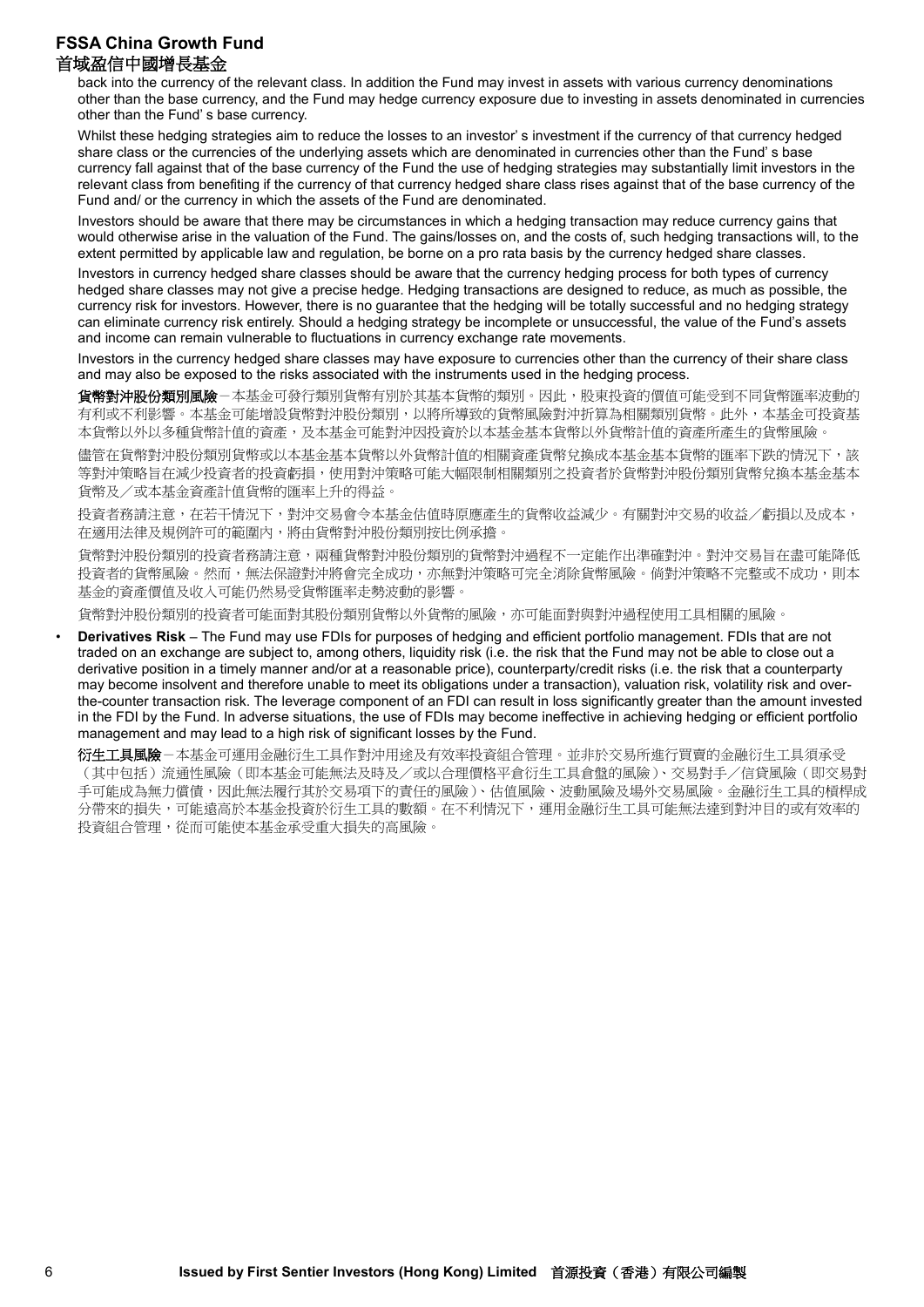back into the currency of the relevant class. In addition the Fund may invest in assets with various currency denominations other than the base currency, and the Fund may hedge currency exposure due to investing in assets denominated in currencies other than the Fund' s base currency.

Whilst these hedging strategies aim to reduce the losses to an investor' s investment if the currency of that currency hedged share class or the currencies of the underlying assets which are denominated in currencies other than the Fund' s base currency fall against that of the base currency of the Fund the use of hedging strategies may substantially limit investors in the relevant class from benefiting if the currency of that currency hedged share class rises against that of the base currency of the Fund and/ or the currency in which the assets of the Fund are denominated.

Investors should be aware that there may be circumstances in which a hedging transaction may reduce currency gains that would otherwise arise in the valuation of the Fund. The gains/losses on, and the costs of, such hedging transactions will, to the extent permitted by applicable law and regulation, be borne on a pro rata basis by the currency hedged share classes.

Investors in currency hedged share classes should be aware that the currency hedging process for both types of currency hedged share classes may not give a precise hedge. Hedging transactions are designed to reduce, as much as possible, the currency risk for investors. However, there is no guarantee that the hedging will be totally successful and no hedging strategy can eliminate currency risk entirely. Should a hedging strategy be incomplete or unsuccessful, the value of the Fund's assets and income can remain vulnerable to fluctuations in currency exchange rate movements.

Investors in the currency hedged share classes may have exposure to currencies other than the currency of their share class and may also be exposed to the risks associated with the instruments used in the hedging process.

**貨幣對沖股份類別風險**－本基金可發行類別貨幣有別於其基本貨幣的類別。因此，股東投資的價值可能受到不同貨幣匯率波動的有利或不利影響。本基金可能增設貨幣對沖股份類別，以將所導致的貨幣風險對沖折算為相關類別貨幣。此外，本基金可投資基本貨幣以外以多種貨幣計值的資產，及本基金可能對沖因投資於以本基金基本貨幣以外貨幣計值的資產所產生的貨幣風險。

儘管在貨幣對沖股份類別貨幣或以本基金基本貨幣以外貨幣計值的相關資產貨幣兌換成本基金基本貨幣的匯率下跌的情況下，該等對沖策略旨在減少投資者的投資虧損，使用對沖策略可能大幅限制相關類別之投資者於貨幣對沖股份類別貨幣兌換本基金基本貨幣及／或本基金資產計值貨幣的匯率上升的得益。

投資者務請注意，在若干情況下，對沖交易會令本基金估值時原應產生的貨幣收益減少。有關對沖交易的收益／虧損以及成本，在適用法律及規例許可的範圍內，將由貨幣對沖股份類別按比例承擔。

貨幣對沖股份類別的投資者務請注意，兩種貨幣對沖股份類別的貨幣對沖過程不一定能作出準確對沖。對沖交易旨在盡可能降低投資者的貨幣風險。然而，無法保證對沖將會完全成功，亦無對沖策略可完全消除貨幣風險。倘若對沖策略不完整或不成功，則本基金的資產價值及收入可能仍然易受貨幣匯率走勢波動的影響。

貨幣對沖股份類別的投資者可能面對其股份類別貨幣以外貨幣的風險，亦可能面對與對沖過程使用工具相關的風險。

- **Derivatives Risk** – The Fund may use FDIs for purposes of hedging and efficient portfolio management. FDIs that are not traded on an exchange are subject to, among others, liquidity risk (i.e. the risk that the Fund may not be able to close out a derivative position in a timely manner and/or at a reasonable price), counterparty/credit risks (i.e. the risk that a counterparty may become insolvent and therefore unable to meet its obligations under a transaction), valuation risk, volatility risk and over-the-counter transaction risk. The leverage component of an FDI can result in loss significantly greater than the amount invested in the FDI by the Fund. In adverse situations, the use of FDIs may become ineffective in achieving hedging or efficient portfolio management and may lead to a high risk of significant losses by the Fund.

  **衍生工具風險**－本基金可運用金融衍生工具作對沖用途及有效率投資組合管理。並非於交易所進行買賣的金融衍生工具須承受（其中包括）流通性風險（即本基金可能無法及時及／或以合理價格平倉衍生工具倉盤的風險）、交易對手／信貸風險（即交易對手可能成為無力償債，因此無法履行其於交易項下的責任的風險）、估值風險、波動風險及場外交易風險。金融衍生工具的槓桿成分帶來的損失，可能遠高於本基金投資於衍生工具的數額。在不利情況下，運用金融衍生工具可能無法達到對沖目的或有效率的投資組合管理，從而可能使本基金承受重大損失的高風險。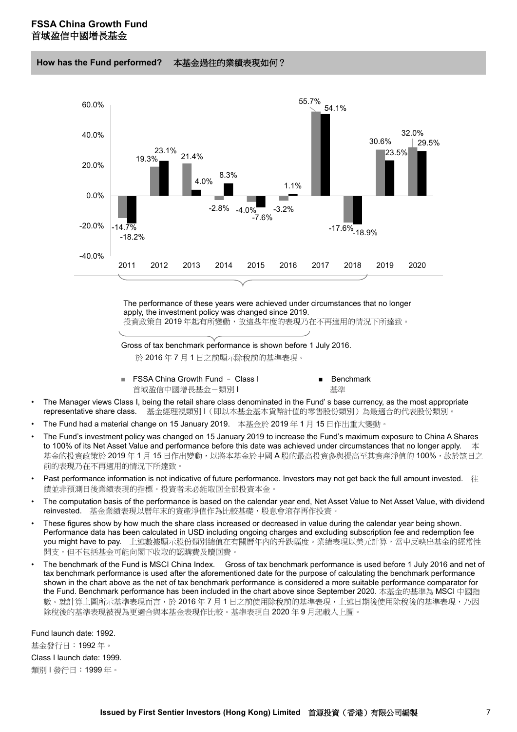**FSSA China Growth Fund**
**首域盈信中國增長基金**

## How has the Fund performed? 本基金過往的業績表現如何？

| Year | FSSA China Growth Fund – Class I 首域盈信中國增長基金－類別 I | Benchmark 基準 |
|---|---|---|
| 2011 | -14.7% | -18.2% |
| 2012 | 19.3% | 23.1% |
| 2013 | 21.4% | 4.0% |
| 2014 | -2.8% | 8.3% |
| 2015 | -4.0% | -7.6% |
| 2016 | -3.2% | 1.1% |
| 2017 | 55.7% | 54.1% |
| 2018 | -17.6% | -18.9% |
| 2019 | 30.6% | 23.5% |
| 2020 | 32.0% | 29.5% |

The performance of these years were achieved under circumstances that no longer apply, the investment policy was changed since 2019.
投資政策自 2019 年起有所變動，故這些年度的表現乃在不再適用的情況下所達致。

Gross of tax benchmark performance is shown before 1 July 2016.
於 2016 年 7 月 1 日之前顯示除稅前的基準表現。

- The Manager views Class I, being the retail share class denominated in the Fund' s base currency, as the most appropriate representative share class. 基金經理視類別 I（即以本基金基本貨幣計值的零售股份類別）為最適合的代表股份類別。
- The Fund had a material change on 15 January 2019. 本基金於 2019 年 1 月 15 日作出重大變動。
- The Fund's investment policy was changed on 15 January 2019 to increase the Fund's maximum exposure to China A Shares to 100% of its Net Asset Value and performance before this date was achieved under circumstances that no longer apply. 本基金的投資政策於 2019 年 1 月 15 日作出變動，以將本基金於中國 A 股的最高投資參與提高至其資產淨值的 100%，故於該日之前的表現乃在不再適用的情況下所達致。
- Past performance information is not indicative of future performance. Investors may not get back the full amount invested. 往績並非預測日後業績表現的指標。投資者未必能取回全部投資本金。
- The computation basis of the performance is based on the calendar year end, Net Asset Value to Net Asset Value, with dividend reinvested. 基金業績表現以曆年末的資產淨值作為比較基礎，股息會滾存再作投資。
- These figures show by how much the share class increased or decreased in value during the calendar year being shown. Performance data has been calculated in USD including ongoing charges and excluding subscription fee and redemption fee you might have to pay. 上述數據顯示股份類別總值在有關曆年內的升跌幅度。業績表現以美元計算，當中反映出基金的經常性開支，但不包括基金可能向閣下收取的認購費及贖回費。
- The benchmark of the Fund is MSCI China Index. Gross of tax benchmark performance is used before 1 July 2016 and net of tax benchmark performance is used after the aforementioned date for the purpose of calculating the benchmark performance shown in the chart above as the net of tax benchmark performance is considered a more suitable performance comparator for the Fund. Benchmark performance has been included in the chart above since September 2020. 本基金的基準為 MSCI 中國指數。就計算上圖所示基準表現而言，於 2016 年 7 月 1 日之前使用除稅前的基準表現，上述日期後使用除稅後的基準表現，乃因除稅後的基準表現被視為更適合與本基金表現作比較。基準表現自 2020 年 9 月起載入上圖。

Fund launch date: 1992.
基金發行日：1992 年。
Class I launch date: 1999.
類別 I 發行日：1999 年。

**Issued by First Sentier Investors (Hong Kong) Limited 首源投資（香港）有限公司編製**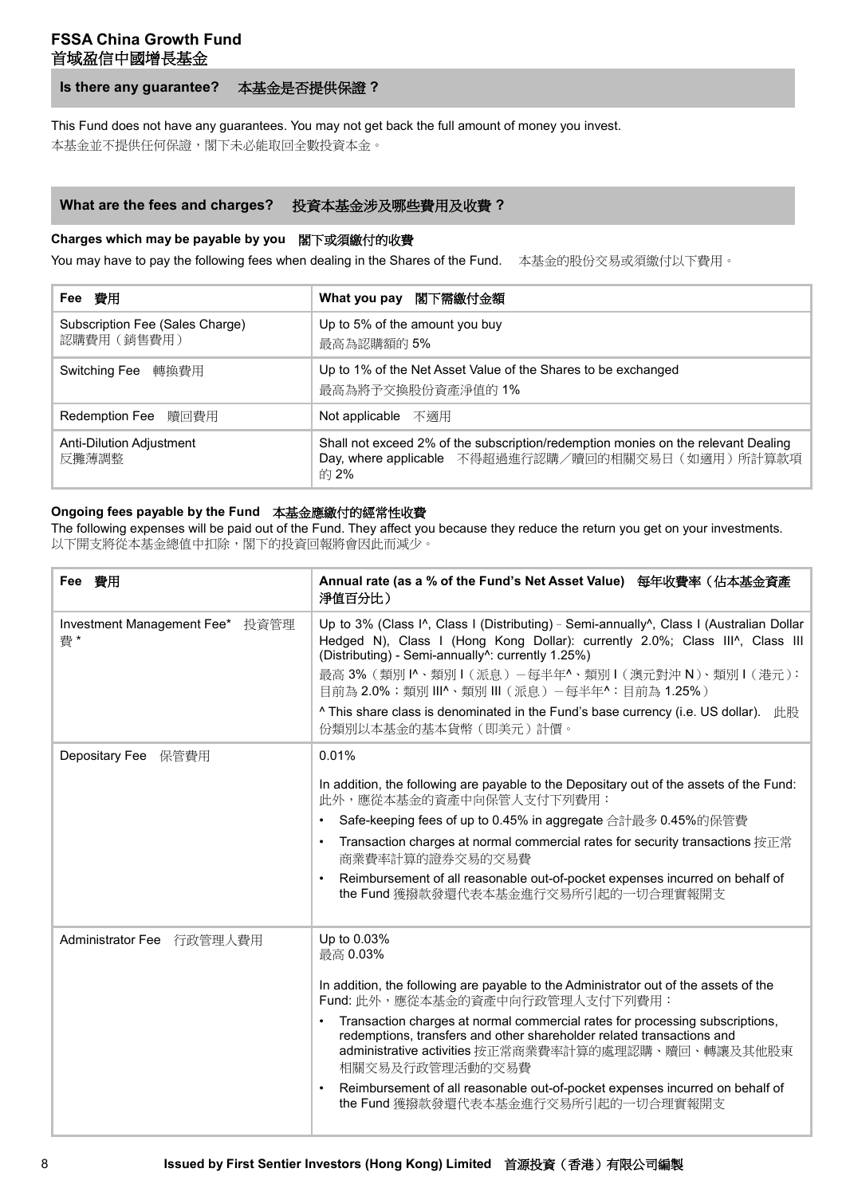## FSSA China Growth Fund
## 首域盈信中國增長基金

### Is there any guarantee? 本基金是否提供保證？

This Fund does not have any guarantees. You may not get back the full amount of money you invest.

本基金並不提供任何保證，閣下未必能取回全數投資本金。

### What are the fees and charges? 投資本基金涉及哪些費用及收費？

#### Charges which may be payable by you 閣下或須繳付的收費

You may have to pay the following fees when dealing in the Shares of the Fund. 本基金的股份交易或須繳付以下費用。

| Fee 費用 | What you pay 閣下需繳付金額 |
|---|---|
| Subscription Fee (Sales Charge) 認購費用（銷售費用） | Up to 5% of the amount you buy 最高為認購額的 5% |
| Switching Fee 轉換費用 | Up to 1% of the Net Asset Value of the Shares to be exchanged 最高為將予交換股份資產淨值的 1% |
| Redemption Fee 贖回費用 | Not applicable 不適用 |
| Anti-Dilution Adjustment 反攤薄調整 | Shall not exceed 2% of the subscription/redemption monies on the relevant Dealing Day, where applicable 不得超過進行認購／贖回的相關交易日（如適用）所計算款項的 2% |

#### Ongoing fees payable by the Fund 本基金應繳付的經常性收費

The following expenses will be paid out of the Fund. They affect you because they reduce the return you get on your investments.
以下開支將從本基金總值中扣除，閣下的投資回報將會因此而減少。

| Fee 費用 | Annual rate (as a % of the Fund's Net Asset Value) 每年收費率（佔本基金資產淨值百分比） |
|---|---|
| Investment Management Fee* 投資管理費 * | Up to 3% (Class I^, Class I (Distributing) - Semi-annually^, Class I (Australian Dollar Hedged N), Class I (Hong Kong Dollar): currently 2.0%; Class III^, Class III (Distributing) - Semi-annually^: currently 1.25%)<br>最高 3%（類別 I^、類別 I（派息）－每半年^、類別 I（澳元對沖 N）、類別 I（港元）：目前為 2.0%；類別 III^、類別 III（派息）－每半年^：目前為 1.25%）<br>^ This share class is denominated in the Fund's base currency (i.e. US dollar). 此股份類別以本基金的基本貨幣（即美元）計價。 |
| Depositary Fee 保管費用 | 0.01%<br>In addition, the following are payable to the Depositary out of the assets of the Fund: 此外，應從本基金的資產中向保管人支付下列費用：<br>• Safe-keeping fees of up to 0.45% in aggregate 合計最多 0.45%的保管費<br>• Transaction charges at normal commercial rates for security transactions 按正常商業費率計算的證券交易的交易費<br>• Reimbursement of all reasonable out-of-pocket expenses incurred on behalf of the Fund 獲撥款發還代表本基金進行交易所引起的一切合理實報開支 |
| Administrator Fee 行政管理人費用 | Up to 0.03%<br>最高 0.03%<br>In addition, the following are payable to the Administrator out of the assets of the Fund: 此外，應從本基金的資產中向行政管理人支付下列費用：<br>• Transaction charges at normal commercial rates for processing subscriptions, redemptions, transfers and other shareholder related transactions and administrative activities 按正常商業費率計算的處理認購、贖回、轉讓及其他股東相關交易及行政管理活動的交易費<br>• Reimbursement of all reasonable out-of-pocket expenses incurred on behalf of the Fund 獲撥款發還代表本基金進行交易所引起的一切合理實報開支 |

**Issued by First Sentier Investors (Hong Kong) Limited 首源投資（香港）有限公司編製**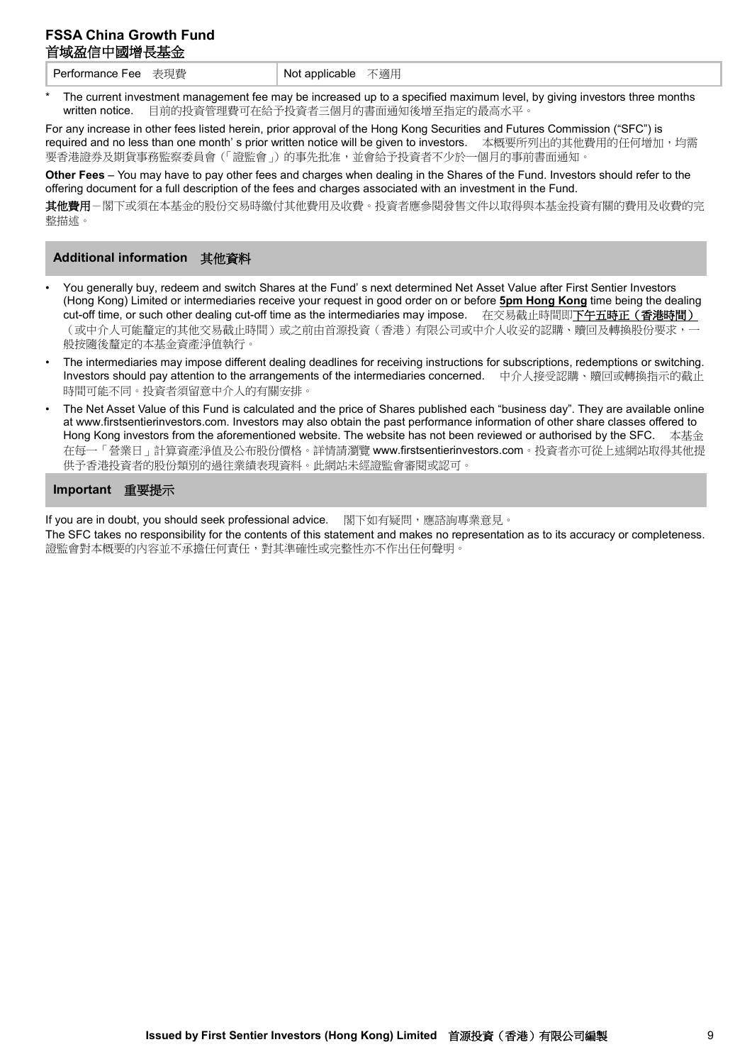**FSSA China Growth Fund**
**首域盈信中國增長基金**

| | |
|---|---|
| Performance Fee 表現費 | Not applicable 不適用 |

\* The current investment management fee may be increased up to a specified maximum level, by giving investors three months written notice. 目前的投資管理費可在給予投資者三個月的書面通知後增至指定的最高水平。

For any increase in other fees listed herein, prior approval of the Hong Kong Securities and Futures Commission ("SFC") is required and no less than one month' s prior written notice will be given to investors. 本概要所列出的其他費用的任何增加，均需要香港證券及期貨事務監察委員會（「證監會」）的事先批准，並會給予投資者不少於一個月的事前書面通知。

**Other Fees** – You may have to pay other fees and charges when dealing in the Shares of the Fund. Investors should refer to the offering document for a full description of the fees and charges associated with an investment in the Fund.

**其他費用**－閣下或須在本基金的股份交易時繳付其他費用及收費。投資者應參閱發售文件以取得與本基金投資有關的費用及收費的完整描述。

## Additional information 其他資料

- You generally buy, redeem and switch Shares at the Fund' s next determined Net Asset Value after First Sentier Investors (Hong Kong) Limited or intermediaries receive your request in good order on or before **5pm Hong Kong** time being the dealing cut-off time, or such other dealing cut-off time as the intermediaries may impose. 在交易截止時間即**下午五時正（香港時間）**（或中介人可能釐定的其他交易截止時間）或之前由首源投資（香港）有限公司或中介人收妥的認購、贖回及轉換股份要求，一般按隨後釐定的本基金資產淨值執行。
- The intermediaries may impose different dealing deadlines for receiving instructions for subscriptions, redemptions or switching. Investors should pay attention to the arrangements of the intermediaries concerned. 中介人接受認購、贖回或轉換指示的截止時間可能不同。投資者須留意中介人的有關安排。
- The Net Asset Value of this Fund is calculated and the price of Shares published each "business day". They are available online at www.firstsentierinvestors.com. Investors may also obtain the past performance information of other share classes offered to Hong Kong investors from the aforementioned website. The website has not been reviewed or authorised by the SFC. 本基金在每一「營業日」計算資產淨值及公布股份價格。詳情請瀏覽 www.firstsentierinvestors.com。投資者亦可從上述網站取得其他提供予香港投資者的股份類別的過往業績表現資料。此網站未經證監會審閱或認可。

## Important 重要提示

If you are in doubt, you should seek professional advice. 閣下如有疑問，應諮詢專業意見。

The SFC takes no responsibility for the contents of this statement and makes no representation as to its accuracy or completeness. 證監會對本概要的內容並不承擔任何責任，對其準確性或完整性亦不作出任何聲明。

**Issued by First Sentier Investors (Hong Kong) Limited 首源投資（香港）有限公司編製**